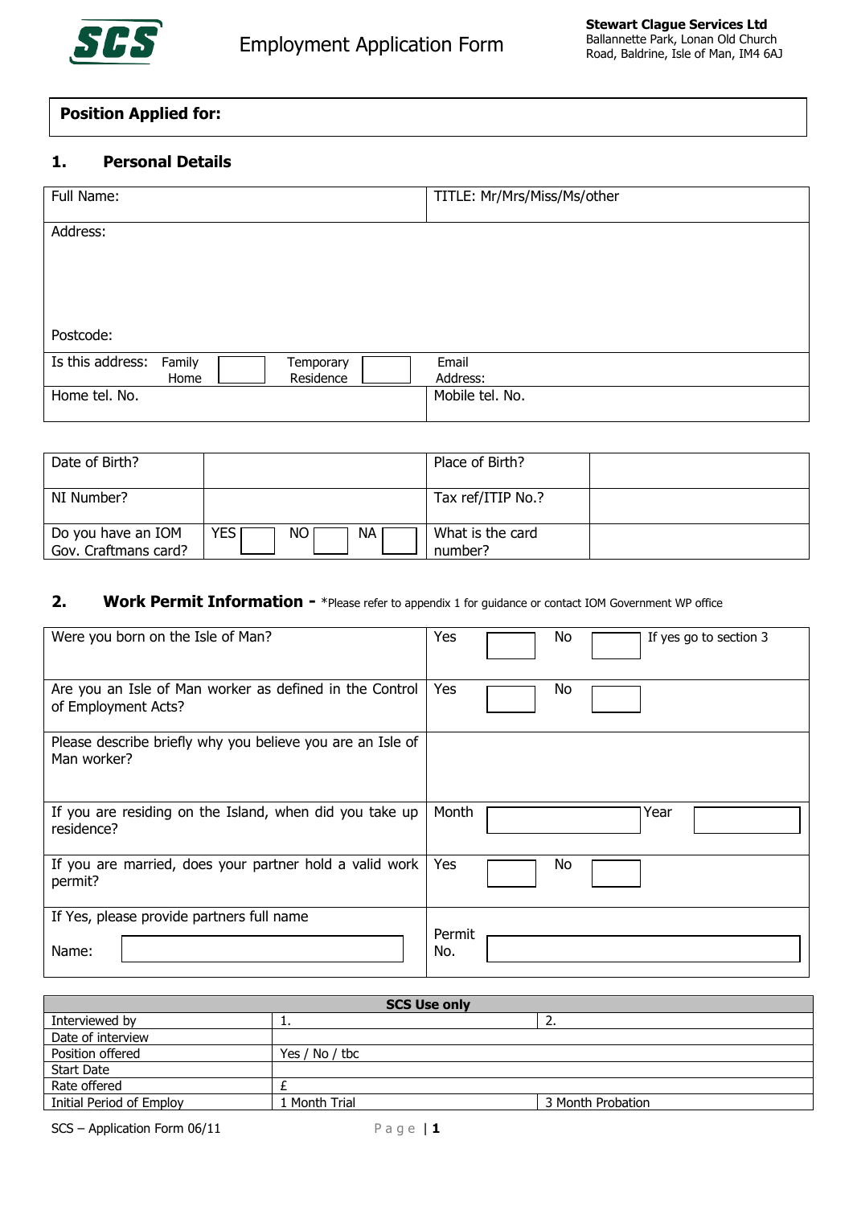**SCS** Employment Application Form

**Stewart Clague Services Ltd**
Ballannette Park, Lonan Old Church Road, Baldrine, Isle of Man, IM4 6AJ

| **Position Applied for:** |
|---|

## 1. Personal Details

| Full Name: | TITLE: Mr/Mrs/Miss/Ms/other |
|---|---|
| Address:<br><br><br><br>Postcode: | |
| Is this address: Family Home ☐ Temporary Residence ☐ | Email Address: |
| Home tel. No. | Mobile tel. No. |

| Date of Birth? | | Place of Birth? | |
|---|---|---|---|
| NI Number? | | Tax ref/ITIP No.? | |
| Do you have an IOM Gov. Craftmans card? | YES ☐ NO ☐ NA ☐ | What is the card number? | |

## 2. Work Permit Information - *Please refer to appendix 1 for guidance or contact IOM Government WP office

| | |
|---|---|
| Were you born on the Isle of Man? | Yes ☐ No ☐ If yes go to section 3 |
| Are you an Isle of Man worker as defined in the Control of Employment Acts? | Yes ☐ No ☐ |
| Please describe briefly why you believe you are an Isle of Man worker? | |
| If you are residing on the Island, when did you take up residence? | Month ☐ Year ☐ |
| If you are married, does your partner hold a valid work permit? | Yes ☐ No ☐ |
| If Yes, please provide partners full name<br><br>Name: ☐ | Permit No. ☐ |

| **SCS Use only** | | |
|---|---|---|
| Interviewed by | 1. | 2. |
| Date of interview | | |
| Position offered | Yes / No / tbc | |
| Start Date | | |
| Rate offered | £ | |
| Initial Period of Employ | 1 Month Trial | 3 Month Probation |

SCS – Application Form 06/11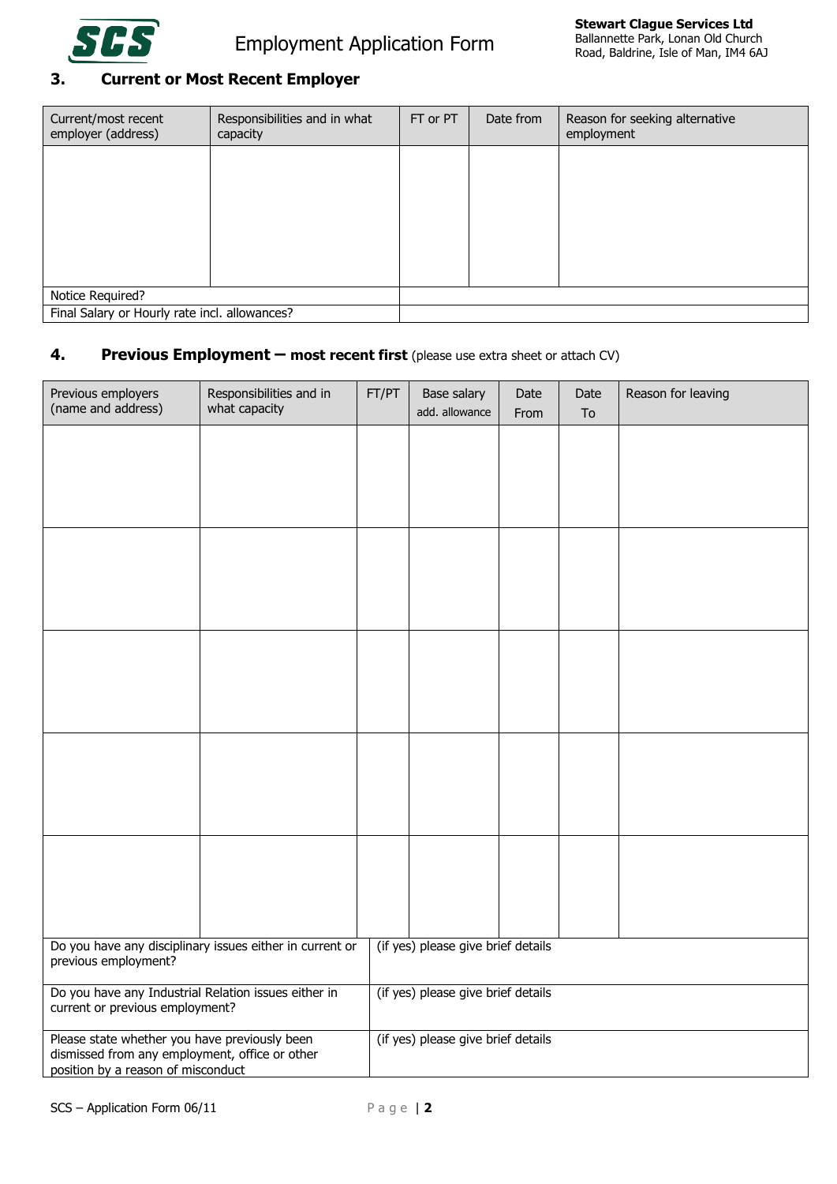## 3. Current or Most Recent Employer

| Current/most recent employer (address) | Responsibilities and in what capacity | FT or PT | Date from | Reason for seeking alternative employment |
|---|---|---|---|---|
| | | | | |
| Notice Required? | | | | |
| Final Salary or Hourly rate incl. allowances? | | | | |

## 4. Previous Employment – most recent first (please use extra sheet or attach CV)

| Previous employers (name and address) | Responsibilities and in what capacity | FT/PT | Base salary add. allowance | Date From | Date To | Reason for leaving |
|---|---|---|---|---|---|---|
| | | | | | | |
| | | | | | | |
| | | | | | | |
| | | | | | | |
| | | | | | | |

| | |
|---|---|
| Do you have any disciplinary issues either in current or previous employment? | (if yes) please give brief details |
| Do you have any Industrial Relation issues either in current or previous employment? | (if yes) please give brief details |
| Please state whether you have previously been dismissed from any employment, office or other position by a reason of misconduct | (if yes) please give brief details |

SCS – Application Form 06/11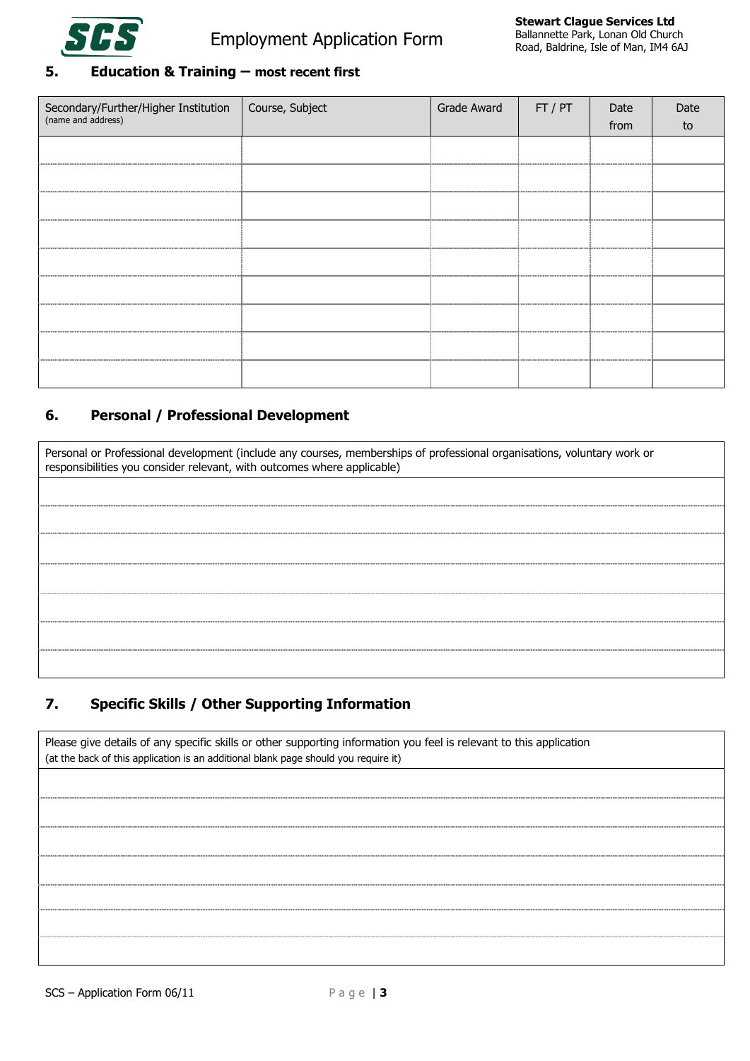Employment Application Form

**Stewart Clague Services Ltd**
Ballannette Park, Lonan Old Church Road, Baldrine, Isle of Man, IM4 6AJ

## 5. Education & Training – most recent first

| Secondary/Further/Higher Institution (name and address) | Course, Subject | Grade Award | FT / PT | Date from | Date to |
|---|---|---|---|---|---|
| | | | | | |
| | | | | | |
| | | | | | |
| | | | | | |
| | | | | | |
| | | | | | |
| | | | | | |
| | | | | | |
| | | | | | |

## 6. Personal / Professional Development

| Personal or Professional development (include any courses, memberships of professional organisations, voluntary work or responsibilities you consider relevant, with outcomes where applicable) |
|---|
| |
| |
| |
| |
| |
| |
| |

## 7. Specific Skills / Other Supporting Information

| Please give details of any specific skills or other supporting information you feel is relevant to this application (at the back of this application is an additional blank page should you require it) |
|---|
| |
| |
| |
| |
| |
| |
| |

SCS – Application Form 06/11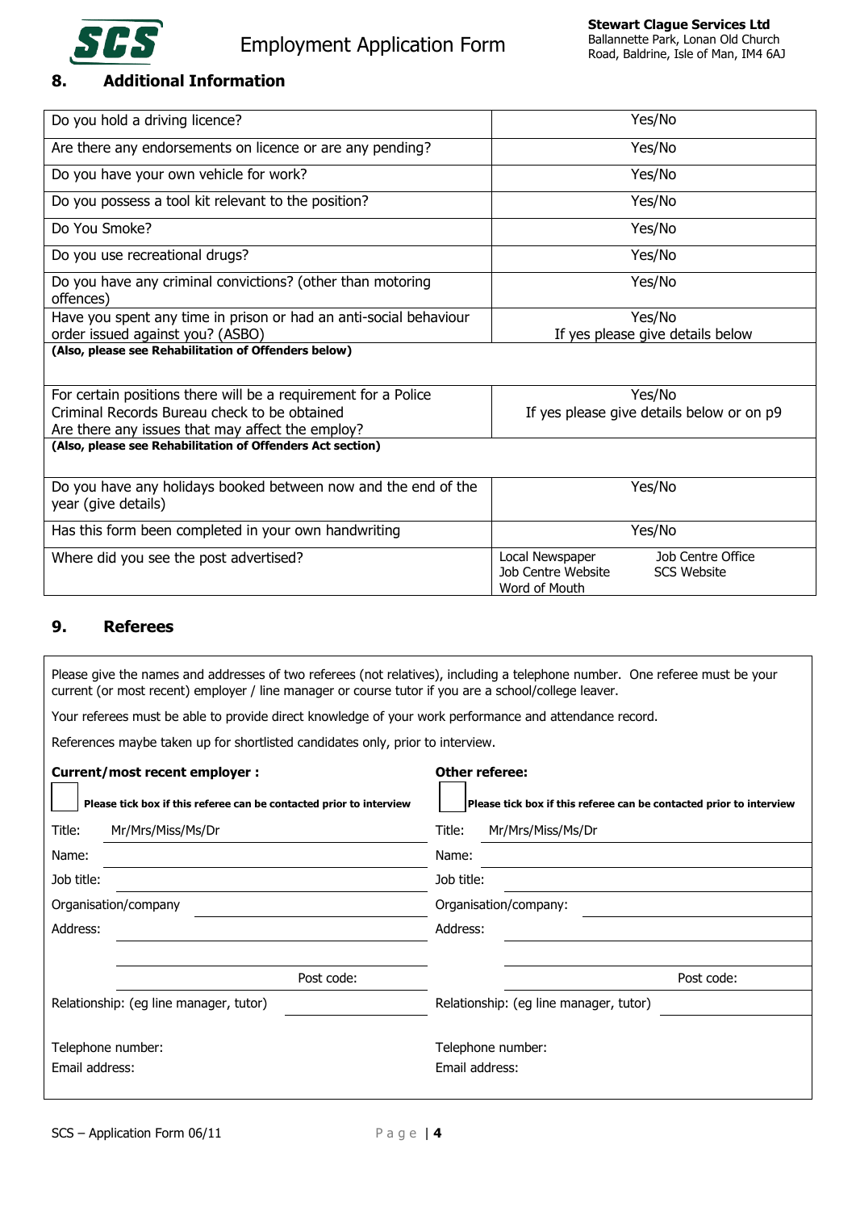## 8. Additional Information

| | |
|---|---|
| Do you hold a driving licence? | Yes/No |
| Are there any endorsements on licence or are any pending? | Yes/No |
| Do you have your own vehicle for work? | Yes/No |
| Do you possess a tool kit relevant to the position? | Yes/No |
| Do You Smoke? | Yes/No |
| Do you use recreational drugs? | Yes/No |
| Do you have any criminal convictions? (other than motoring offences) | Yes/No |
| Have you spent any time in prison or had an anti-social behaviour order issued against you? (ASBO) | Yes/No<br>If yes please give details below |
| **(Also, please see Rehabilitation of Offenders below)** | |
| For certain positions there will be a requirement for a Police Criminal Records Bureau check to be obtained<br>Are there any issues that may affect the employ? | Yes/No<br>If yes please give details below or on p9 |
| **(Also, please see Rehabilitation of Offenders Act section)** | |
| Do you have any holidays booked between now and the end of the year (give details) | Yes/No |
| Has this form been completed in your own handwriting | Yes/No |
| Where did you see the post advertised? | Local Newspaper / Job Centre Office / Job Centre Website / SCS Website / Word of Mouth |

## 9. Referees

Please give the names and addresses of two referees (not relatives), including a telephone number. One referee must be your current (or most recent) employer / line manager or course tutor if you are a school/college leaver.

Your referees must be able to provide direct knowledge of your work performance and attendance record.

References maybe taken up for shortlisted candidates only, prior to interview.

| **Current/most recent employer :** | **Other referee:** |
|---|---|
| ☐ **Please tick box if this referee can be contacted prior to interview** | ☐ **Please tick box if this referee can be contacted prior to interview** |
| Title: Mr/Mrs/Miss/Ms/Dr | Title: Mr/Mrs/Miss/Ms/Dr |
| Name: | Name: |
| Job title: | Job title: |
| Organisation/company | Organisation/company: |
| Address: | Address: |
| Post code: | Post code: |
| Relationship: (eg line manager, tutor) | Relationship: (eg line manager, tutor) |
| Telephone number: | Telephone number: |
| Email address: | Email address: |

SCS – Application Form 06/11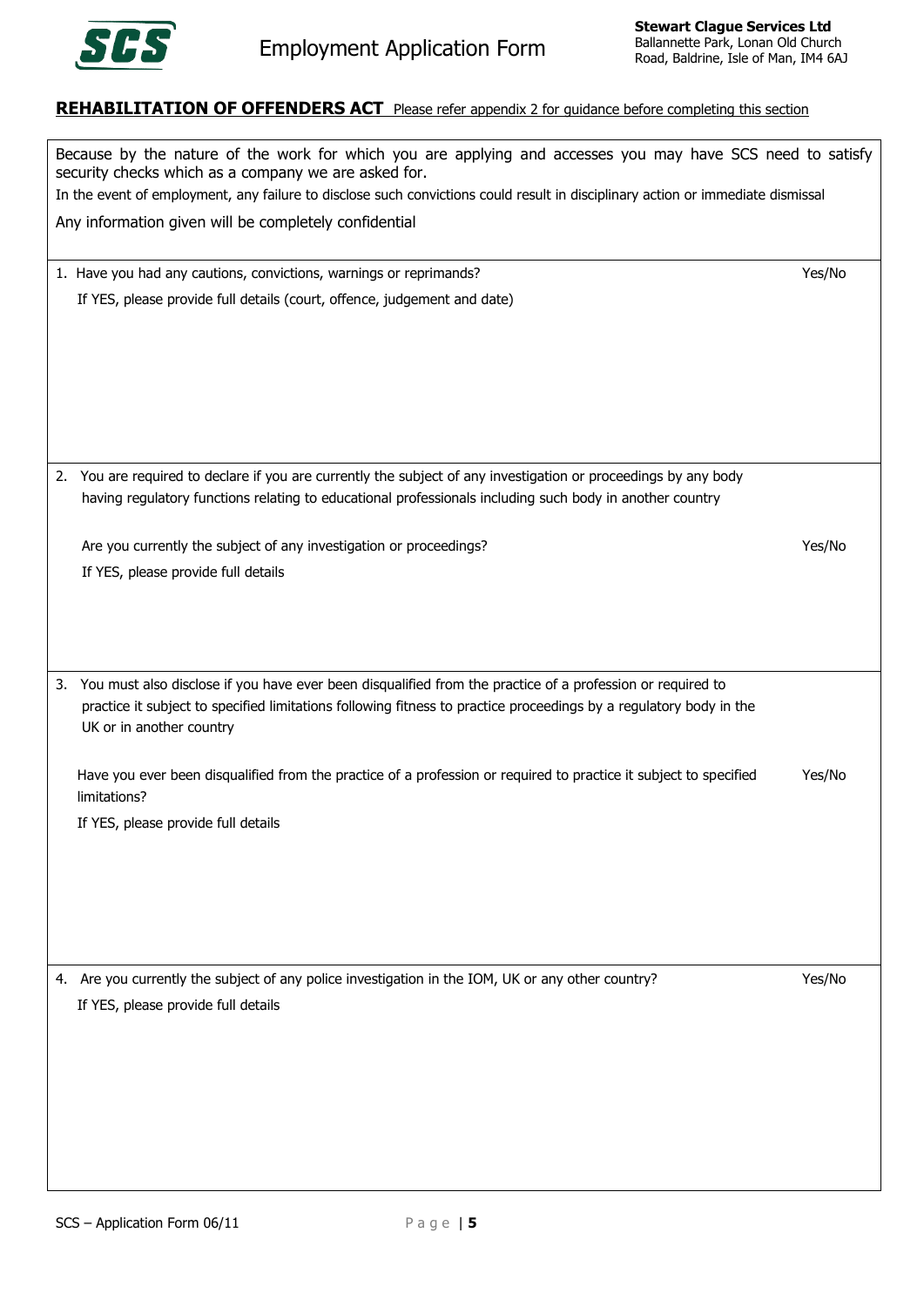**REHABILITATION OF OFFENDERS ACT** Please refer appendix 2 for guidance before completing this section

Because by the nature of the work for which you are applying and accesses you may have SCS need to satisfy security checks which as a company we are asked for.

In the event of employment, any failure to disclose such convictions could result in disciplinary action or immediate dismissal

Any information given will be completely confidential

1. Have you had any cautions, convictions, warnings or reprimands? Yes/No

   If YES, please provide full details (court, offence, judgement and date)

2. You are required to declare if you are currently the subject of any investigation or proceedings by any body having regulatory functions relating to educational professionals including such body in another country

   Are you currently the subject of any investigation or proceedings? Yes/No

   If YES, please provide full details

3. You must also disclose if you have ever been disqualified from the practice of a profession or required to practice it subject to specified limitations following fitness to practice proceedings by a regulatory body in the UK or in another country

   Have you ever been disqualified from the practice of a profession or required to practice it subject to specified limitations? Yes/No

   If YES, please provide full details

4. Are you currently the subject of any police investigation in the IOM, UK or any other country? Yes/No

   If YES, please provide full details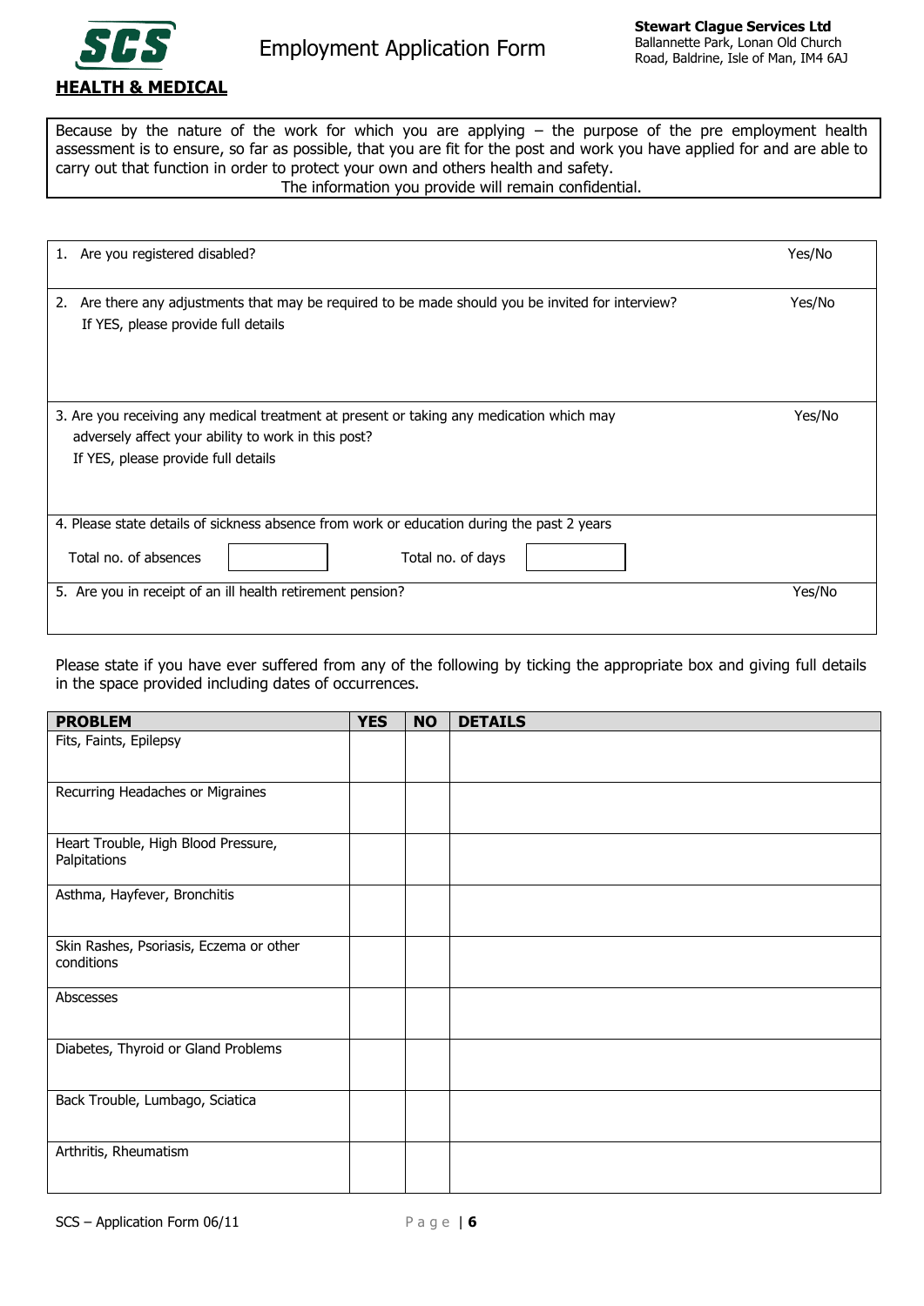# Employment Application Form

**Stewart Clague Services Ltd**
Ballannette Park, Lonan Old Church Road, Baldrine, Isle of Man, IM4 6AJ

## HEALTH & MEDICAL

Because by the nature of the work for which you are applying – the purpose of the pre employment health assessment is to ensure, so far as possible, that you are fit for the post and work you have applied for and are able to carry out that function in order to protect your own and others health and safety.
The information you provide will remain confidential.

| | |
|---|---|
| 1. Are you registered disabled? | Yes/No |
| 2. Are there any adjustments that may be required to be made should you be invited for interview?<br>If YES, please provide full details | Yes/No |
| 3. Are you receiving any medical treatment at present or taking any medication which may adversely affect your ability to work in this post?<br>If YES, please provide full details | Yes/No |
| 4. Please state details of sickness absence from work or education during the past 2 years<br>Total no. of absences ____ Total no. of days ____ | |
| 5. Are you in receipt of an ill health retirement pension? | Yes/No |

Please state if you have ever suffered from any of the following by ticking the appropriate box and giving full details in the space provided including dates of occurrences.

| PROBLEM | YES | NO | DETAILS |
|---|---|---|---|
| Fits, Faints, Epilepsy | | | |
| Recurring Headaches or Migraines | | | |
| Heart Trouble, High Blood Pressure, Palpitations | | | |
| Asthma, Hayfever, Bronchitis | | | |
| Skin Rashes, Psoriasis, Eczema or other conditions | | | |
| Abscesses | | | |
| Diabetes, Thyroid or Gland Problems | | | |
| Back Trouble, Lumbago, Sciatica | | | |
| Arthritis, Rheumatism | | | |

SCS – Application Form 06/11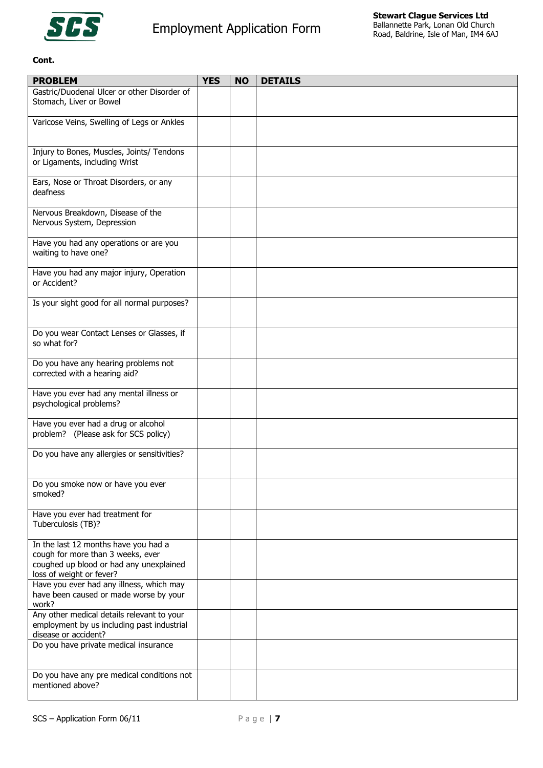Employment Application Form

**Stewart Clague Services Ltd**
Ballannette Park, Lonan Old Church Road, Baldrine, Isle of Man, IM4 6AJ

**Cont.**

| PROBLEM | YES | NO | DETAILS |
|---|---|---|---|
| Gastric/Duodenal Ulcer or other Disorder of Stomach, Liver or Bowel | | | |
| Varicose Veins, Swelling of Legs or Ankles | | | |
| Injury to Bones, Muscles, Joints/ Tendons or Ligaments, including Wrist | | | |
| Ears, Nose or Throat Disorders, or any deafness | | | |
| Nervous Breakdown, Disease of the Nervous System, Depression | | | |
| Have you had any operations or are you waiting to have one? | | | |
| Have you had any major injury, Operation or Accident? | | | |
| Is your sight good for all normal purposes? | | | |
| Do you wear Contact Lenses or Glasses, if so what for? | | | |
| Do you have any hearing problems not corrected with a hearing aid? | | | |
| Have you ever had any mental illness or psychological problems? | | | |
| Have you ever had a drug or alcohol problem? (Please ask for SCS policy) | | | |
| Do you have any allergies or sensitivities? | | | |
| Do you smoke now or have you ever smoked? | | | |
| Have you ever had treatment for Tuberculosis (TB)? | | | |
| In the last 12 months have you had a cough for more than 3 weeks, ever coughed up blood or had any unexplained loss of weight or fever? | | | |
| Have you ever had any illness, which may have been caused or made worse by your work? | | | |
| Any other medical details relevant to your employment by us including past industrial disease or accident? | | | |
| Do you have private medical insurance | | | |
| Do you have any pre medical conditions not mentioned above? | | | |

SCS – Application Form 06/11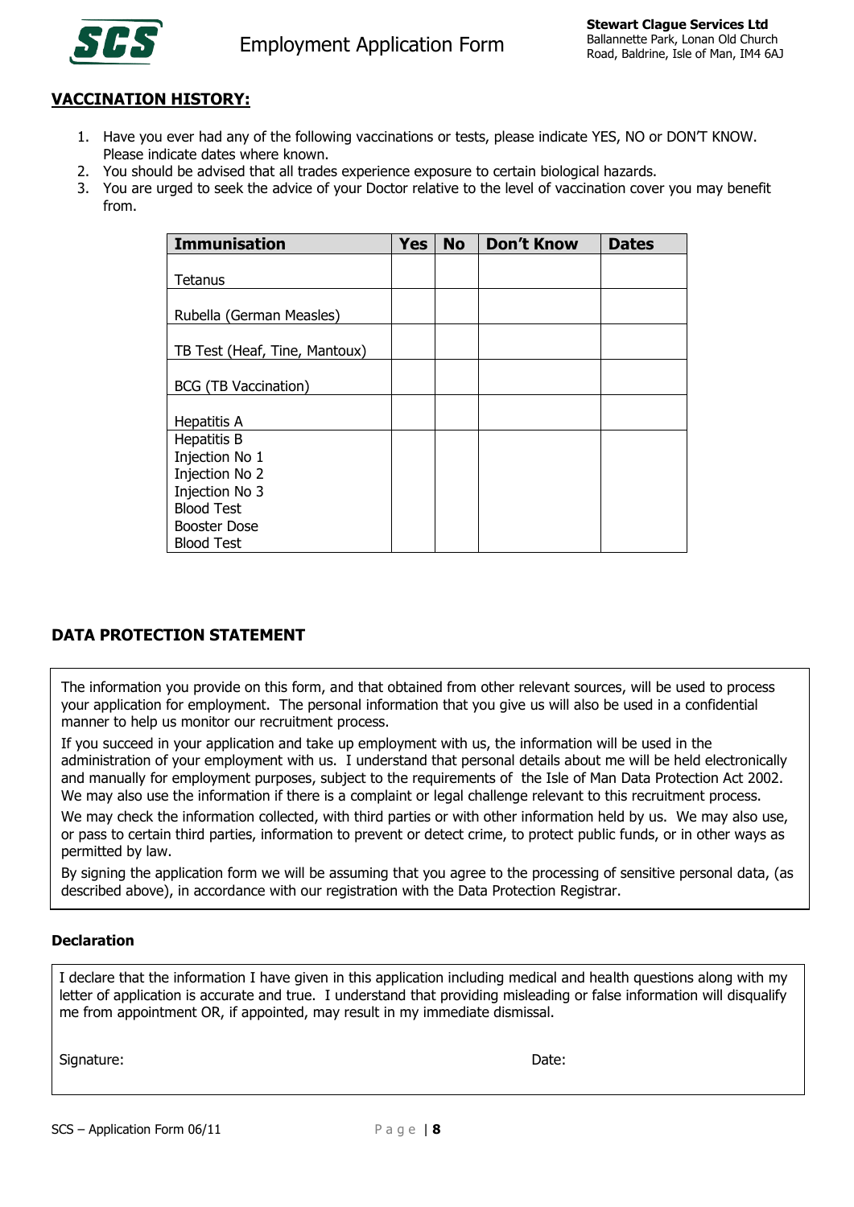## VACCINATION HISTORY:

1. Have you ever had any of the following vaccinations or tests, please indicate YES, NO or DON'T KNOW. Please indicate dates where known.
2. You should be advised that all trades experience exposure to certain biological hazards.
3. You are urged to seek the advice of your Doctor relative to the level of vaccination cover you may benefit from.

| Immunisation | Yes | No | Don't Know | Dates |
|---|---|---|---|---|
| Tetanus | | | | |
| Rubella (German Measles) | | | | |
| TB Test (Heaf, Tine, Mantoux) | | | | |
| BCG (TB Vaccination) | | | | |
| Hepatitis A | | | | |
| Hepatitis B<br>Injection No 1<br>Injection No 2<br>Injection No 3<br>Blood Test<br>Booster Dose<br>Blood Test | | | | |

## DATA PROTECTION STATEMENT

The information you provide on this form, and that obtained from other relevant sources, will be used to process your application for employment. The personal information that you give us will also be used in a confidential manner to help us monitor our recruitment process.

If you succeed in your application and take up employment with us, the information will be used in the administration of your employment with us. I understand that personal details about me will be held electronically and manually for employment purposes, subject to the requirements of the Isle of Man Data Protection Act 2002. We may also use the information if there is a complaint or legal challenge relevant to this recruitment process.

We may check the information collected, with third parties or with other information held by us. We may also use, or pass to certain third parties, information to prevent or detect crime, to protect public funds, or in other ways as permitted by law.

By signing the application form we will be assuming that you agree to the processing of sensitive personal data, (as described above), in accordance with our registration with the Data Protection Registrar.

### Declaration

I declare that the information I have given in this application including medical and health questions along with my letter of application is accurate and true. I understand that providing misleading or false information will disqualify me from appointment OR, if appointed, may result in my immediate dismissal.

Signature: Date: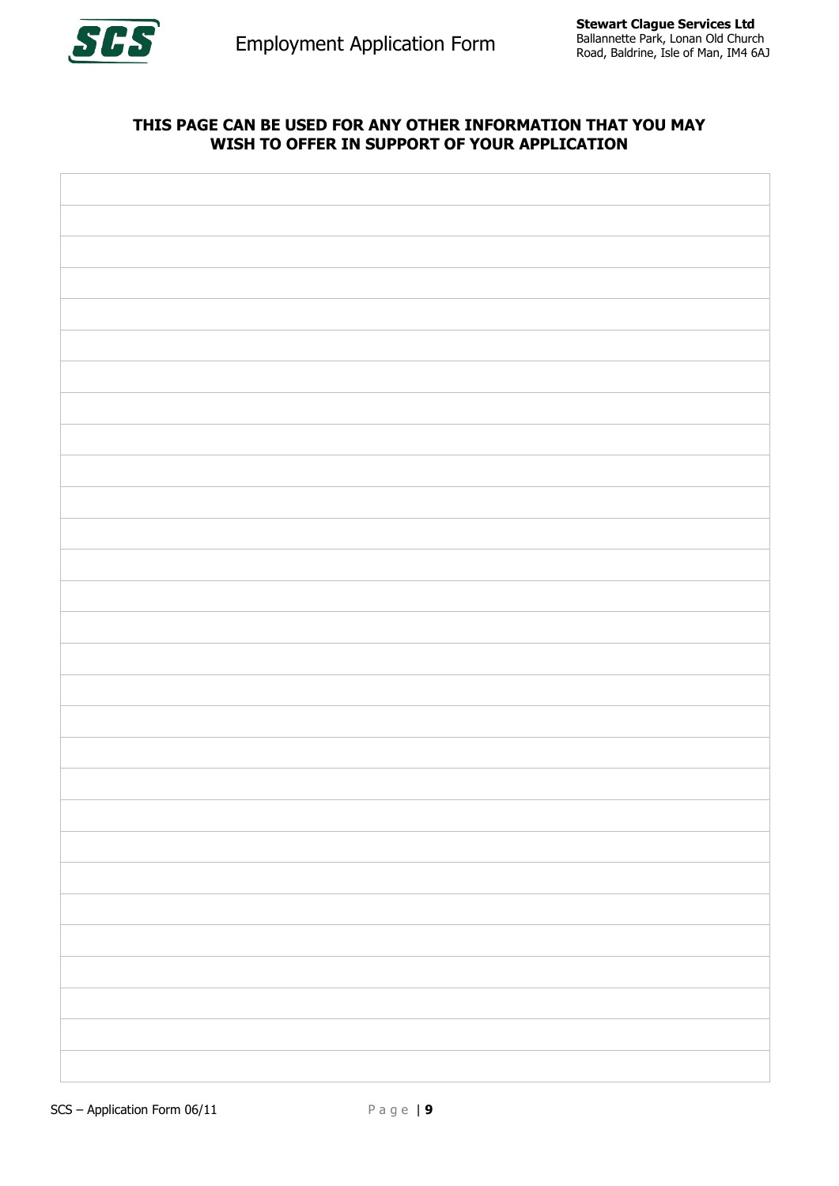**THIS PAGE CAN BE USED FOR ANY OTHER INFORMATION THAT YOU MAY WISH TO OFFER IN SUPPORT OF YOUR APPLICATION**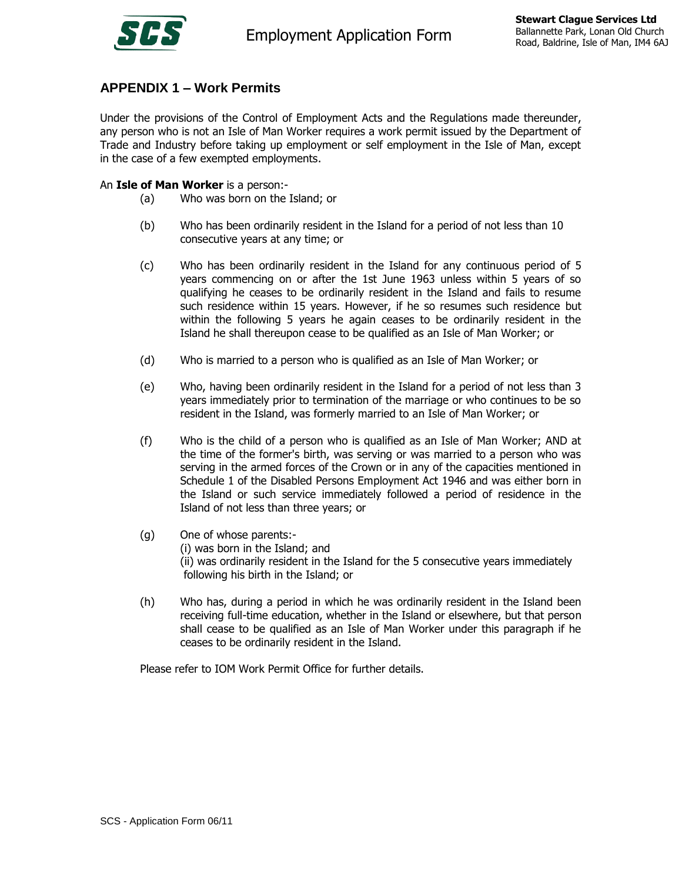## APPENDIX 1 – Work Permits

Under the provisions of the Control of Employment Acts and the Regulations made thereunder, any person who is not an Isle of Man Worker requires a work permit issued by the Department of Trade and Industry before taking up employment or self employment in the Isle of Man, except in the case of a few exempted employments.

An **Isle of Man Worker** is a person:-

(a) Who was born on the Island; or

(b) Who has been ordinarily resident in the Island for a period of not less than 10 consecutive years at any time; or

(c) Who has been ordinarily resident in the Island for any continuous period of 5 years commencing on or after the 1st June 1963 unless within 5 years of so qualifying he ceases to be ordinarily resident in the Island and fails to resume such residence within 15 years. However, if he so resumes such residence but within the following 5 years he again ceases to be ordinarily resident in the Island he shall thereupon cease to be qualified as an Isle of Man Worker; or

(d) Who is married to a person who is qualified as an Isle of Man Worker; or

(e) Who, having been ordinarily resident in the Island for a period of not less than 3 years immediately prior to termination of the marriage or who continues to be so resident in the Island, was formerly married to an Isle of Man Worker; or

(f) Who is the child of a person who is qualified as an Isle of Man Worker; AND at the time of the former's birth, was serving or was married to a person who was serving in the armed forces of the Crown or in any of the capacities mentioned in Schedule 1 of the Disabled Persons Employment Act 1946 and was either born in the Island or such service immediately followed a period of residence in the Island of not less than three years; or

(g) One of whose parents:-
(i) was born in the Island; and
(ii) was ordinarily resident in the Island for the 5 consecutive years immediately following his birth in the Island; or

(h) Who has, during a period in which he was ordinarily resident in the Island been receiving full-time education, whether in the Island or elsewhere, but that person shall cease to be qualified as an Isle of Man Worker under this paragraph if he ceases to be ordinarily resident in the Island.

Please refer to IOM Work Permit Office for further details.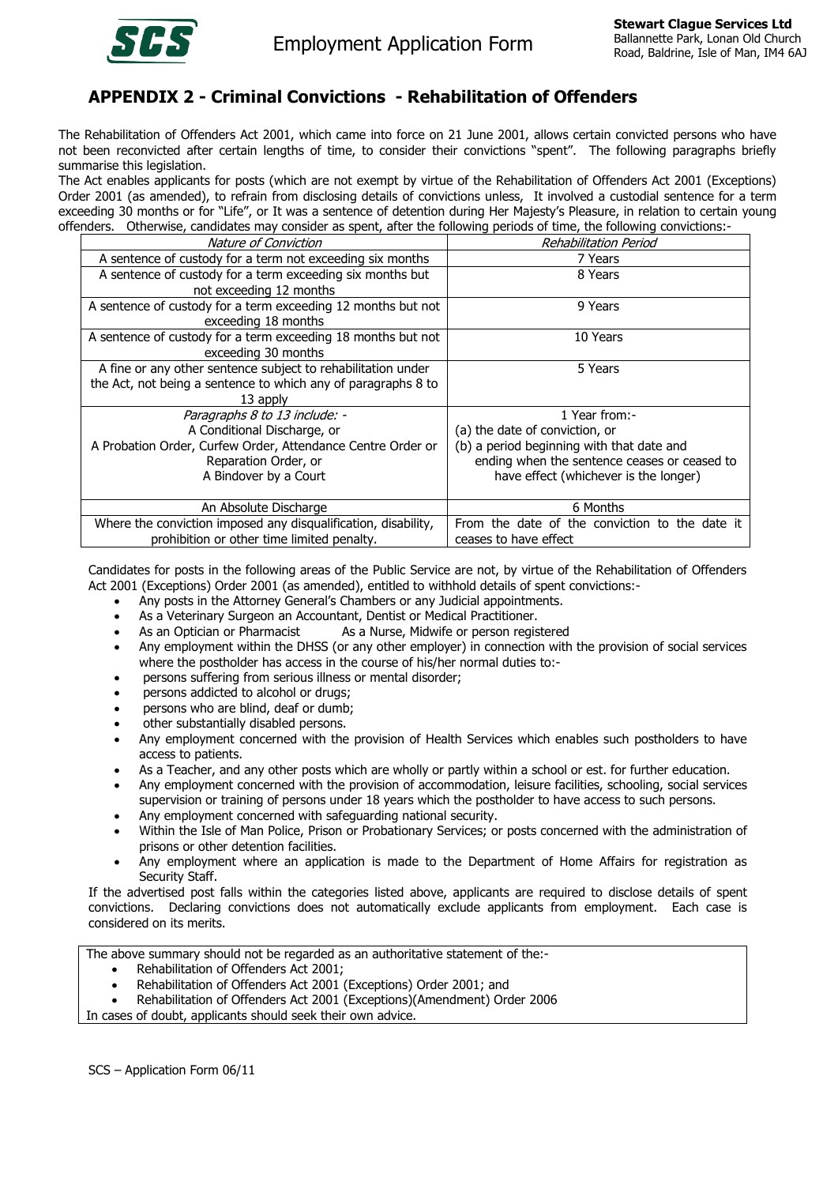# APPENDIX 2 - Criminal Convictions - Rehabilitation of Offenders

The Rehabilitation of Offenders Act 2001, which came into force on 21 June 2001, allows certain convicted persons who have not been reconvicted after certain lengths of time, to consider their convictions "spent". The following paragraphs briefly summarise this legislation.

The Act enables applicants for posts (which are not exempt by virtue of the Rehabilitation of Offenders Act 2001 (Exceptions) Order 2001 (as amended), to refrain from disclosing details of convictions unless, It involved a custodial sentence for a term exceeding 30 months or for "Life", or It was a sentence of detention during Her Majesty's Pleasure, in relation to certain young offenders. Otherwise, candidates may consider as spent, after the following periods of time, the following convictions:-

| *Nature of Conviction* | *Rehabilitation Period* |
|---|---|
| A sentence of custody for a term not exceeding six months | 7 Years |
| A sentence of custody for a term exceeding six months but not exceeding 12 months | 8 Years |
| A sentence of custody for a term exceeding 12 months but not exceeding 18 months | 9 Years |
| A sentence of custody for a term exceeding 18 months but not exceeding 30 months | 10 Years |
| A fine or any other sentence subject to rehabilitation under the Act, not being a sentence to which any of paragraphs 8 to 13 apply | 5 Years |
| *Paragraphs 8 to 13 include: -* A Conditional Discharge, or A Probation Order, Curfew Order, Attendance Centre Order or Reparation Order, or A Bindover by a Court | 1 Year from:- (a) the date of conviction, or (b) a period beginning with that date and ending when the sentence ceases or ceased to have effect (whichever is the longer) |
| An Absolute Discharge | 6 Months |
| Where the conviction imposed any disqualification, disability, prohibition or other time limited penalty. | From the date of the conviction to the date it ceases to have effect |

Candidates for posts in the following areas of the Public Service are not, by virtue of the Rehabilitation of Offenders Act 2001 (Exceptions) Order 2001 (as amended), entitled to withhold details of spent convictions:-

- Any posts in the Attorney General's Chambers or any Judicial appointments.
- As a Veterinary Surgeon an Accountant, Dentist or Medical Practitioner.
- As an Optician or Pharmacist As a Nurse, Midwife or person registered
- Any employment within the DHSS (or any other employer) in connection with the provision of social services where the postholder has access in the course of his/her normal duties to:-
- persons suffering from serious illness or mental disorder;
- persons addicted to alcohol or drugs;
- persons who are blind, deaf or dumb;
- other substantially disabled persons.
- Any employment concerned with the provision of Health Services which enables such postholders to have access to patients.
- As a Teacher, and any other posts which are wholly or partly within a school or est. for further education.
- Any employment concerned with the provision of accommodation, leisure facilities, schooling, social services supervision or training of persons under 18 years which the postholder to have access to such persons.
- Any employment concerned with safeguarding national security.
- Within the Isle of Man Police, Prison or Probationary Services; or posts concerned with the administration of prisons or other detention facilities.
- Any employment where an application is made to the Department of Home Affairs for registration as Security Staff.

If the advertised post falls within the categories listed above, applicants are required to disclose details of spent convictions. Declaring convictions does not automatically exclude applicants from employment. Each case is considered on its merits.

The above summary should not be regarded as an authoritative statement of the:-

- Rehabilitation of Offenders Act 2001;
- Rehabilitation of Offenders Act 2001 (Exceptions) Order 2001; and
- Rehabilitation of Offenders Act 2001 (Exceptions)(Amendment) Order 2006

In cases of doubt, applicants should seek their own advice.